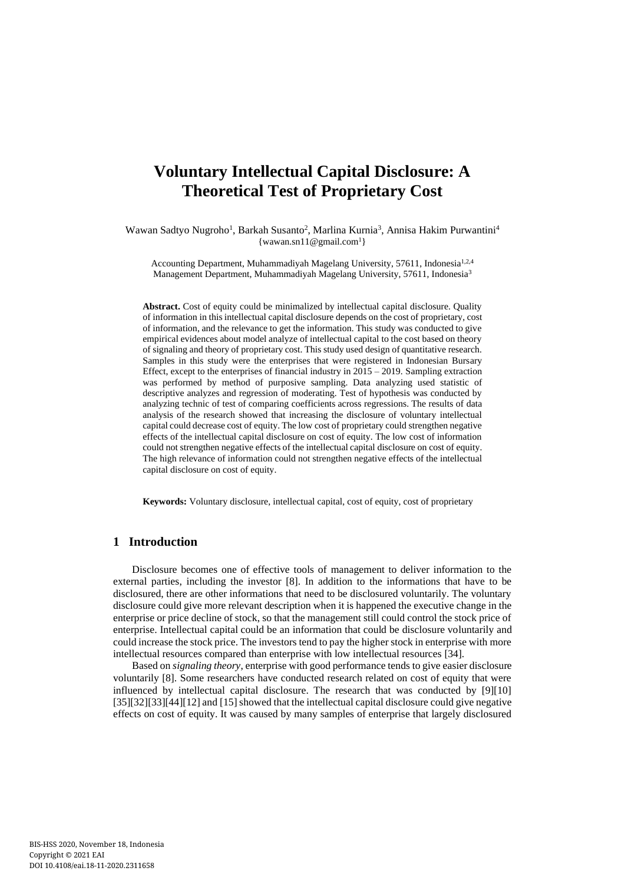# Voluntary Intellectual Capital Disclosure: A Theoretical Test of Proprietary Cost

Wawan Sadtyo Nugroho[1], Barkah Susanto[2], Marlina Kurnia[3], Annisa Hakim Purwantini[4]
{wawan.sn11@gmail.com[1]}

Accounting Department, Muhammadiyah Magelang University, 57611, Indonesia[1,2,4]
Management Department, Muhammadiyah Magelang University, 57611, Indonesia[3]

**Abstract.** Cost of equity could be minimalized by intellectual capital disclosure. Quality of information in this intellectual capital disclosure depends on the cost of proprietary, cost of information, and the relevance to get the information. This study was conducted to give empirical evidences about model analyze of intellectual capital to the cost based on theory of signaling and theory of proprietary cost. This study used design of quantitative research. Samples in this study were the enterprises that were registered in Indonesian Bursary Effect, except to the enterprises of financial industry in 2015 – 2019. Sampling extraction was performed by method of purposive sampling. Data analyzing used statistic of descriptive analyzes and regression of moderating. Test of hypothesis was conducted by analyzing technic of test of comparing coefficients across regressions. The results of data analysis of the research showed that increasing the disclosure of voluntary intellectual capital could decrease cost of equity. The low cost of proprietary could strengthen negative effects of the intellectual capital disclosure on cost of equity. The low cost of information could not strengthen negative effects of the intellectual capital disclosure on cost of equity. The high relevance of information could not strengthen negative effects of the intellectual capital disclosure on cost of equity.

**Keywords:** Voluntary disclosure, intellectual capital, cost of equity, cost of proprietary

## 1 Introduction

Disclosure becomes one of effective tools of management to deliver information to the external parties, including the investor [8]. In addition to the informations that have to be disclosured, there are other informations that need to be disclosured voluntarily. The voluntary disclosure could give more relevant description when it is happened the executive change in the enterprise or price decline of stock, so that the management still could control the stock price of enterprise. Intellectual capital could be an information that could be disclosure voluntarily and could increase the stock price. The investors tend to pay the higher stock in enterprise with more intellectual resources compared than enterprise with low intellectual resources [34].

Based on *signaling theory*, enterprise with good performance tends to give easier disclosure voluntarily [8]. Some researchers have conducted research related on cost of equity that were influenced by intellectual capital disclosure. The research that was conducted by [9][10] [35][32][33][44][12] and [15] showed that the intellectual capital disclosure could give negative effects on cost of equity. It was caused by many samples of enterprise that largely disclosured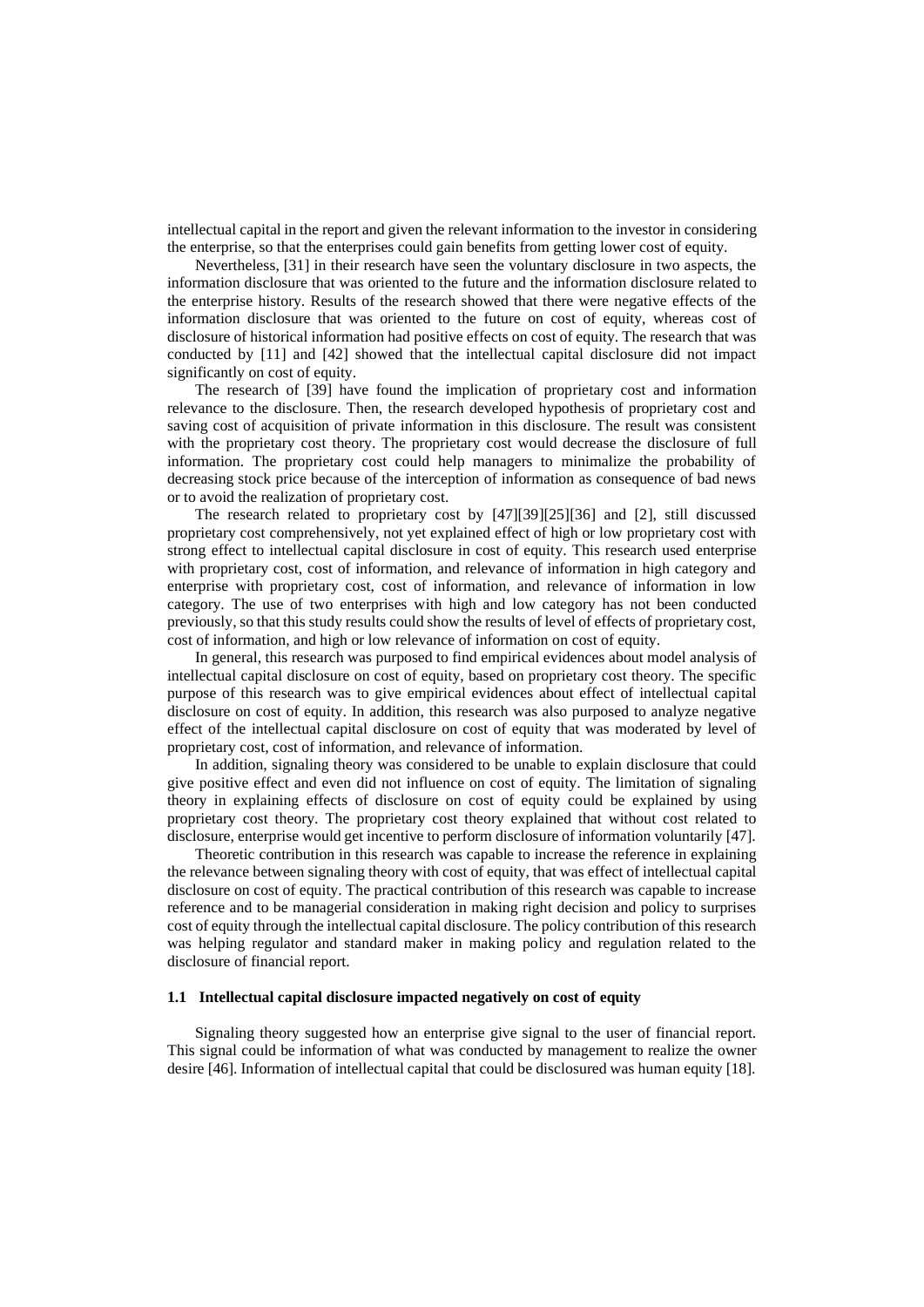intellectual capital in the report and given the relevant information to the investor in considering the enterprise, so that the enterprises could gain benefits from getting lower cost of equity.

Nevertheless, [31] in their research have seen the voluntary disclosure in two aspects, the information disclosure that was oriented to the future and the information disclosure related to the enterprise history. Results of the research showed that there were negative effects of the information disclosure that was oriented to the future on cost of equity, whereas cost of disclosure of historical information had positive effects on cost of equity. The research that was conducted by [11] and [42] showed that the intellectual capital disclosure did not impact significantly on cost of equity.

The research of [39] have found the implication of proprietary cost and information relevance to the disclosure. Then, the research developed hypothesis of proprietary cost and saving cost of acquisition of private information in this disclosure. The result was consistent with the proprietary cost theory. The proprietary cost would decrease the disclosure of full information. The proprietary cost could help managers to minimalize the probability of decreasing stock price because of the interception of information as consequence of bad news or to avoid the realization of proprietary cost.

The research related to proprietary cost by [47][39][25][36] and [2], still discussed proprietary cost comprehensively, not yet explained effect of high or low proprietary cost with strong effect to intellectual capital disclosure in cost of equity. This research used enterprise with proprietary cost, cost of information, and relevance of information in high category and enterprise with proprietary cost, cost of information, and relevance of information in low category. The use of two enterprises with high and low category has not been conducted previously, so that this study results could show the results of level of effects of proprietary cost, cost of information, and high or low relevance of information on cost of equity.

In general, this research was purposed to find empirical evidences about model analysis of intellectual capital disclosure on cost of equity, based on proprietary cost theory. The specific purpose of this research was to give empirical evidences about effect of intellectual capital disclosure on cost of equity. In addition, this research was also purposed to analyze negative effect of the intellectual capital disclosure on cost of equity that was moderated by level of proprietary cost, cost of information, and relevance of information.

In addition, signaling theory was considered to be unable to explain disclosure that could give positive effect and even did not influence on cost of equity. The limitation of signaling theory in explaining effects of disclosure on cost of equity could be explained by using proprietary cost theory. The proprietary cost theory explained that without cost related to disclosure, enterprise would get incentive to perform disclosure of information voluntarily [47].

Theoretic contribution in this research was capable to increase the reference in explaining the relevance between signaling theory with cost of equity, that was effect of intellectual capital disclosure on cost of equity. The practical contribution of this research was capable to increase reference and to be managerial consideration in making right decision and policy to surprises cost of equity through the intellectual capital disclosure. The policy contribution of this research was helping regulator and standard maker in making policy and regulation related to the disclosure of financial report.

### 1.1 Intellectual capital disclosure impacted negatively on cost of equity

Signaling theory suggested how an enterprise give signal to the user of financial report. This signal could be information of what was conducted by management to realize the owner desire [46]. Information of intellectual capital that could be disclosured was human equity [18].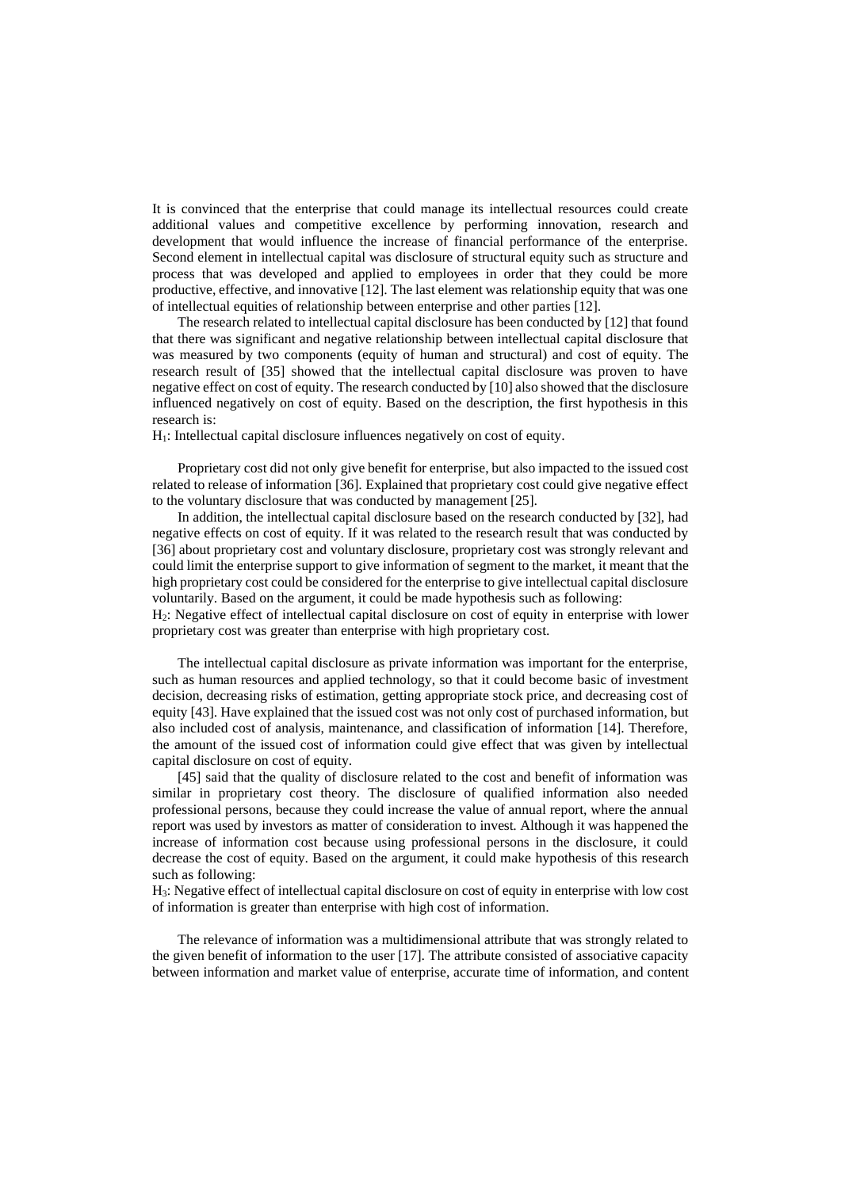It is convinced that the enterprise that could manage its intellectual resources could create additional values and competitive excellence by performing innovation, research and development that would influence the increase of financial performance of the enterprise. Second element in intellectual capital was disclosure of structural equity such as structure and process that was developed and applied to employees in order that they could be more productive, effective, and innovative [12]. The last element was relationship equity that was one of intellectual equities of relationship between enterprise and other parties [12].

The research related to intellectual capital disclosure has been conducted by [12] that found that there was significant and negative relationship between intellectual capital disclosure that was measured by two components (equity of human and structural) and cost of equity. The research result of [35] showed that the intellectual capital disclosure was proven to have negative effect on cost of equity. The research conducted by [10] also showed that the disclosure influenced negatively on cost of equity. Based on the description, the first hypothesis in this research is:

$H_1$: Intellectual capital disclosure influences negatively on cost of equity.

Proprietary cost did not only give benefit for enterprise, but also impacted to the issued cost related to release of information [36]. Explained that proprietary cost could give negative effect to the voluntary disclosure that was conducted by management [25].

In addition, the intellectual capital disclosure based on the research conducted by [32], had negative effects on cost of equity. If it was related to the research result that was conducted by [36] about proprietary cost and voluntary disclosure, proprietary cost was strongly relevant and could limit the enterprise support to give information of segment to the market, it meant that the high proprietary cost could be considered for the enterprise to give intellectual capital disclosure voluntarily. Based on the argument, it could be made hypothesis such as following:

$H_2$: Negative effect of intellectual capital disclosure on cost of equity in enterprise with lower proprietary cost was greater than enterprise with high proprietary cost.

The intellectual capital disclosure as private information was important for the enterprise, such as human resources and applied technology, so that it could become basic of investment decision, decreasing risks of estimation, getting appropriate stock price, and decreasing cost of equity [43]. Have explained that the issued cost was not only cost of purchased information, but also included cost of analysis, maintenance, and classification of information [14]. Therefore, the amount of the issued cost of information could give effect that was given by intellectual capital disclosure on cost of equity.

[45] said that the quality of disclosure related to the cost and benefit of information was similar in proprietary cost theory. The disclosure of qualified information also needed professional persons, because they could increase the value of annual report, where the annual report was used by investors as matter of consideration to invest. Although it was happened the increase of information cost because using professional persons in the disclosure, it could decrease the cost of equity. Based on the argument, it could make hypothesis of this research such as following:

$H_3$: Negative effect of intellectual capital disclosure on cost of equity in enterprise with low cost of information is greater than enterprise with high cost of information.

The relevance of information was a multidimensional attribute that was strongly related to the given benefit of information to the user [17]. The attribute consisted of associative capacity between information and market value of enterprise, accurate time of information, and content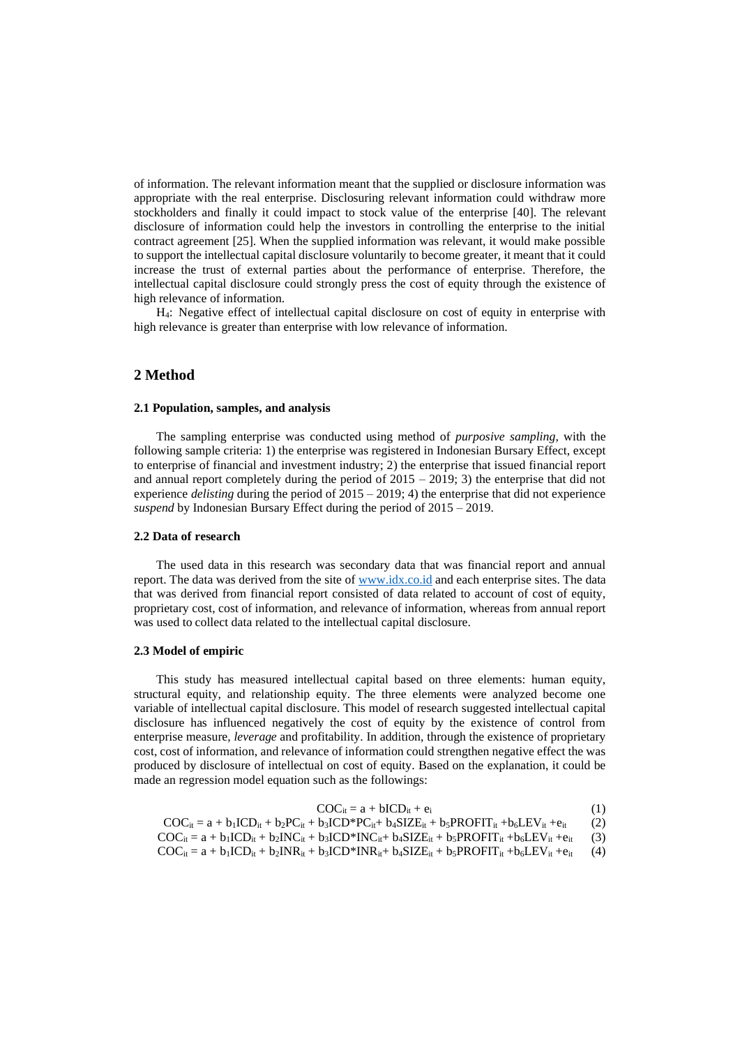of information. The relevant information meant that the supplied or disclosure information was appropriate with the real enterprise. Disclosuring relevant information could withdraw more stockholders and finally it could impact to stock value of the enterprise [40]. The relevant disclosure of information could help the investors in controlling the enterprise to the initial contract agreement [25]. When the supplied information was relevant, it would make possible to support the intellectual capital disclosure voluntarily to become greater, it meant that it could increase the trust of external parties about the performance of enterprise. Therefore, the intellectual capital disclosure could strongly press the cost of equity through the existence of high relevance of information.

$H_4$: Negative effect of intellectual capital disclosure on cost of equity in enterprise with high relevance is greater than enterprise with low relevance of information.

## 2 Method

### 2.1 Population, samples, and analysis

The sampling enterprise was conducted using method of *purposive sampling*, with the following sample criteria: 1) the enterprise was registered in Indonesian Bursary Effect, except to enterprise of financial and investment industry; 2) the enterprise that issued financial report and annual report completely during the period of 2015 – 2019; 3) the enterprise that did not experience *delisting* during the period of 2015 – 2019; 4) the enterprise that did not experience *suspend* by Indonesian Bursary Effect during the period of 2015 – 2019.

### 2.2 Data of research

The used data in this research was secondary data that was financial report and annual report. The data was derived from the site of www.idx.co.id and each enterprise sites. The data that was derived from financial report consisted of data related to account of cost of equity, proprietary cost, cost of information, and relevance of information, whereas from annual report was used to collect data related to the intellectual capital disclosure.

### 2.3 Model of empiric

This study has measured intellectual capital based on three elements: human equity, structural equity, and relationship equity. The three elements were analyzed become one variable of intellectual capital disclosure. This model of research suggested intellectual capital disclosure has influenced negatively the cost of equity by the existence of control from enterprise measure, *leverage* and profitability. In addition, through the existence of proprietary cost, cost of information, and relevance of information could strengthen negative effect the was produced by disclosure of intellectual on cost of equity. Based on the explanation, it could be made an regression model equation such as the followings:

$$COC_{it} = a + bICD_{it} + e_i \quad (1)$$

$$COC_{it} = a + b_1ICD_{it} + b_2PC_{it} + b_3ICD{*}PC_{it} + b_4SIZE_{it} + b_5PROFIT_{it} + b_6LEV_{it} + e_{it} \quad (2)$$

$$COC_{it} = a + b_1ICD_{it} + b_2INC_{it} + b_3ICD{*}INC_{it} + b_4SIZE_{it} + b_5PROFIT_{it} + b_6LEV_{it} + e_{it} \quad (3)$$

$$COC_{it} = a + b_1ICD_{it} + b_2INR_{it} + b_3ICD{*}INR_{it} + b_4SIZE_{it} + b_5PROFIT_{it} + b_6LEV_{it} + e_{it} \quad (4)$$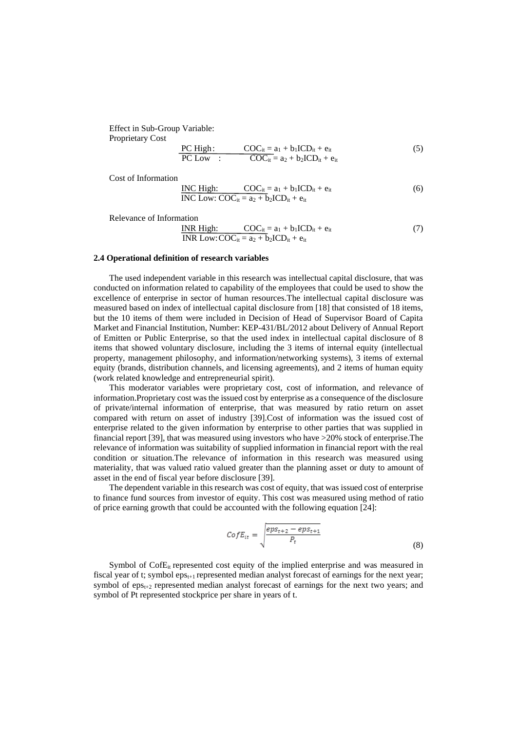Effect in Sub-Group Variable:

Proprietary Cost

$$\text{PC High:} \quad COC_{it} = a_1 + b_1ICD_{it} + e_{it} \tag{5}$$
$$\text{PC Low:} \quad COC_{it} = a_2 + b_2ICD_{it} + e_{it}$$

Cost of Information

$$\text{INC High:} \quad COC_{it} = a_1 + b_1ICD_{it} + e_{it} \tag{6}$$
$$\text{INC Low:} \quad COC_{it} = a_2 + b_2ICD_{it} + e_{it}$$

Relevance of Information

$$\text{INR High:} \quad COC_{it} = a_1 + b_1ICD_{it} + e_{it} \tag{7}$$
$$\text{INR Low:} \quad COC_{it} = a_2 + b_2ICD_{it} + e_{it}$$

### 2.4 Operational definition of research variables

The used independent variable in this research was intellectual capital disclosure, that was conducted on information related to capability of the employees that could be used to show the excellence of enterprise in sector of human resources.The intellectual capital disclosure was measured based on index of intellectual capital disclosure from [18] that consisted of 18 items, but the 10 items of them were included in Decision of Head of Supervisor Board of Capita Market and Financial Institution, Number: KEP-431/BL/2012 about Delivery of Annual Report of Emitten or Public Enterprise, so that the used index in intellectual capital disclosure of 8 items that showed voluntary disclosure, including the 3 items of internal equity (intellectual property, management philosophy, and information/networking systems), 3 items of external equity (brands, distribution channels, and licensing agreements), and 2 items of human equity (work related knowledge and entrepreneurial spirit).

This moderator variables were proprietary cost, cost of information, and relevance of information.Proprietary cost was the issued cost by enterprise as a consequence of the disclosure of private/internal information of enterprise, that was measured by ratio return on asset compared with return on asset of industry [39].Cost of information was the issued cost of enterprise related to the given information by enterprise to other parties that was supplied in financial report [39], that was measured using investors who have >20% stock of enterprise.The relevance of information was suitability of supplied information in financial report with the real condition or situation.The relevance of information in this research was measured using materiality, that was valued ratio valued greater than the planning asset or duty to amount of asset in the end of fiscal year before disclosure [39].

The dependent variable in this research was cost of equity, that was issued cost of enterprise to finance fund sources from investor of equity. This cost was measured using method of ratio of price earning growth that could be accounted with the following equation [24]:

$$CofE_{it} = \sqrt{\frac{eps_{t+2} - eps_{t+1}}{P_t}} \tag{8}$$

Symbol of $CofE_{it}$ represented cost equity of the implied enterprise and was measured in fiscal year of t; symbol $eps_{t+1}$ represented median analyst forecast of earnings for the next year; symbol of $eps_{t+2}$ represented median analyst forecast of earnings for the next two years; and symbol of Pt represented stockprice per share in years of t.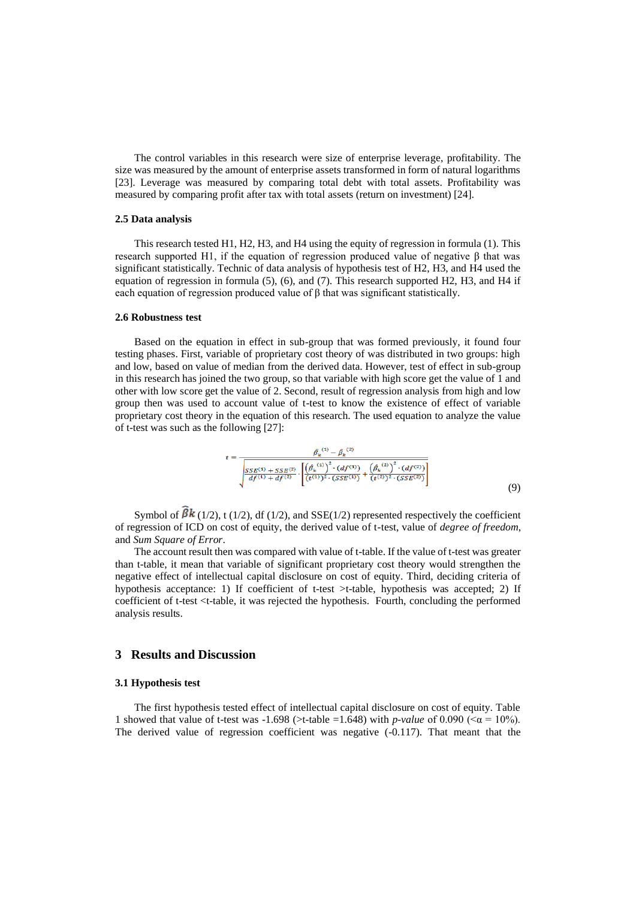The control variables in this research were size of enterprise leverage, profitability. The size was measured by the amount of enterprise assets transformed in form of natural logarithms [23]. Leverage was measured by comparing total debt with total assets. Profitability was measured by comparing profit after tax with total assets (return on investment) [24].

### 2.5 Data analysis

This research tested H1, H2, H3, and H4 using the equity of regression in formula (1). This research supported H1, if the equation of regression produced value of negative β that was significant statistically. Technic of data analysis of hypothesis test of H2, H3, and H4 used the equation of regression in formula (5), (6), and (7). This research supported H2, H3, and H4 if each equation of regression produced value of β that was significant statistically.

### 2.6 Robustness test

Based on the equation in effect in sub-group that was formed previously, it found four testing phases. First, variable of proprietary cost theory of was distributed in two groups: high and low, based on value of median from the derived data. However, test of effect in sub-group in this research has joined the two group, so that variable with high score get the value of 1 and other with low score get the value of 2. Second, result of regression analysis from high and low group then was used to account value of t-test to know the existence of effect of variable proprietary cost theory in the equation of this research. The used equation to analyze the value of t-test was such as the following [27]:

$$t = \frac{\hat{\beta}_k^{(1)} - \hat{\beta}_k^{(2)}}{\sqrt{\frac{SSE^{(1)} + SSE^{(2)}}{df^{(1)} + df^{(2)}} \cdot \left[ \frac{\left(\hat{\beta}_k^{(1)}\right)^2 \cdot (df^{(1)})}{(t^{(1)})^2 \cdot (SSE^{(1)})} + \frac{\left(\hat{\beta}_k^{(2)}\right)^2 \cdot (df^{(2)})}{(t^{(2)})^2 \cdot (SSE^{(2)})} \right]}} \tag{9}$$

Symbol of $\hat{\beta}k$ (1/2), t (1/2), df (1/2), and SSE(1/2) represented respectively the coefficient of regression of ICD on cost of equity, the derived value of t-test, value of *degree of freedom*, and *Sum Square of Error*.

The account result then was compared with value of t-table. If the value of t-test was greater than t-table, it mean that variable of significant proprietary cost theory would strengthen the negative effect of intellectual capital disclosure on cost of equity. Third, deciding criteria of hypothesis acceptance: 1) If coefficient of t-test >t-table, hypothesis was accepted; 2) If coefficient of t-test <t-table, it was rejected the hypothesis. Fourth, concluding the performed analysis results.

## 3 Results and Discussion

### 3.1 Hypothesis test

The first hypothesis tested effect of intellectual capital disclosure on cost of equity. Table 1 showed that value of t-test was -1.698 (>t-table =1.648) with *p-value* of 0.090 ($<\alpha = 10\%$). The derived value of regression coefficient was negative (-0.117). That meant that the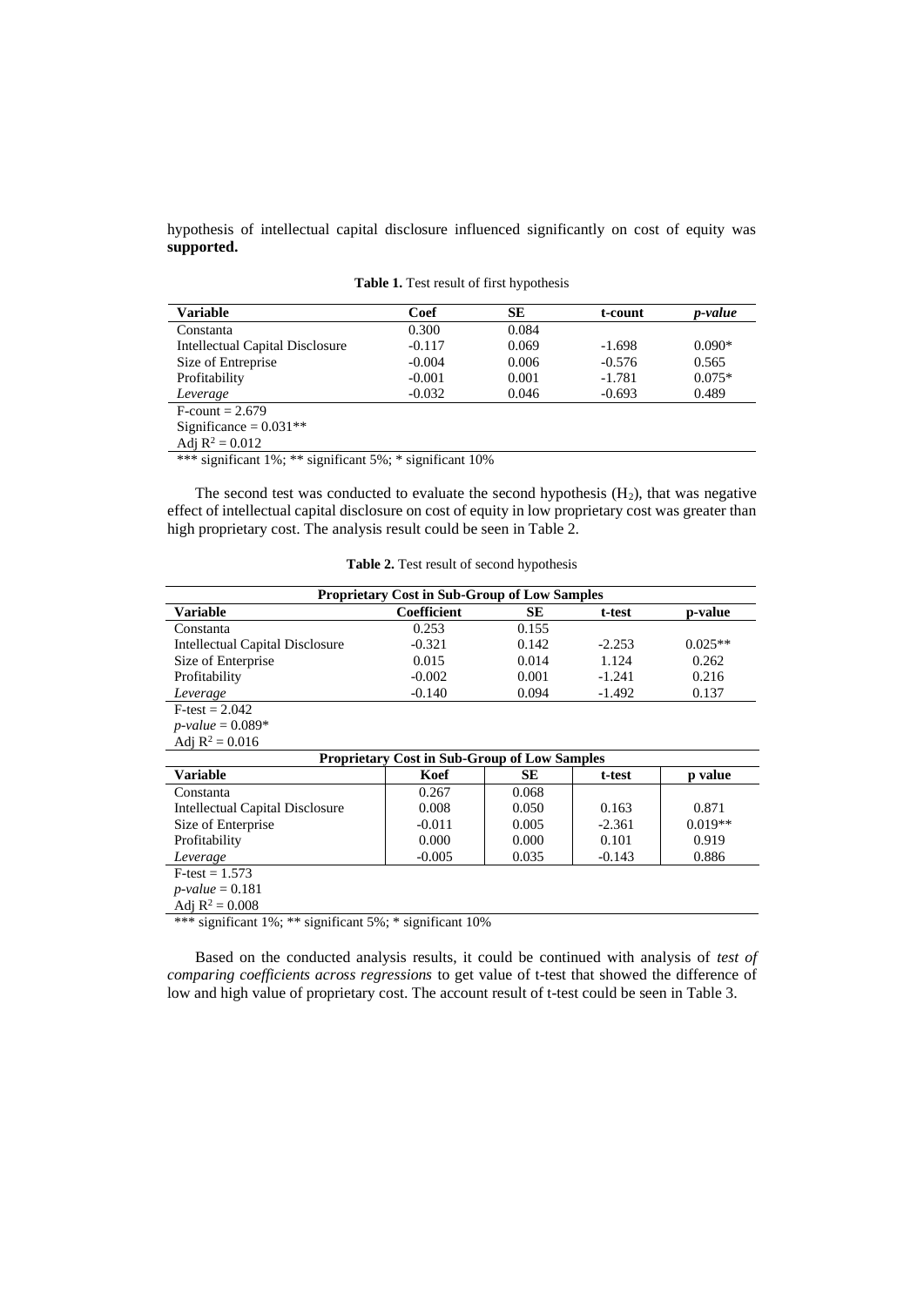hypothesis of intellectual capital disclosure influenced significantly on cost of equity was **supported.**

**Table 1.** Test result of first hypothesis

| Variable | Coef | SE | t-count | *p-value* |
|---|---|---|---|---|
| Constanta | 0.300 | 0.084 | | |
| Intellectual Capital Disclosure | -0.117 | 0.069 | -1.698 | 0.090* |
| Size of Entreprise | -0.004 | 0.006 | -0.576 | 0.565 |
| Profitability | -0.001 | 0.001 | -1.781 | 0.075* |
| *Leverage* | -0.032 | 0.046 | -0.693 | 0.489 |
| F-count = 2.679 | | | | |
| Significance = 0.031** | | | | |
| Adj $R^2$ = 0.012 | | | | |

*** significant 1%; ** significant 5%; * significant 10%

The second test was conducted to evaluate the second hypothesis ($H_2$), that was negative effect of intellectual capital disclosure on cost of equity in low proprietary cost was greater than high proprietary cost. The analysis result could be seen in Table 2.

**Table 2.** Test result of second hypothesis

| Proprietary Cost in Sub-Group of Low Samples | | | | |
|---|---|---|---|---|
| **Variable** | **Coefficient** | **SE** | **t-test** | **p-value** |
| Constanta | 0.253 | 0.155 | | |
| Intellectual Capital Disclosure | -0.321 | 0.142 | -2.253 | 0.025** |
| Size of Enterprise | 0.015 | 0.014 | 1.124 | 0.262 |
| Profitability | -0.002 | 0.001 | -1.241 | 0.216 |
| *Leverage* | -0.140 | 0.094 | -1.492 | 0.137 |
| F-test = 2.042 | | | | |
| *p-value* = 0.089* | | | | |
| Adj $R^2$ = 0.016 | | | | |
| **Proprietary Cost in Sub-Group of Low Samples** | | | | |
| **Variable** | **Koef** | **SE** | **t-test** | **p value** |
| Constanta | 0.267 | 0.068 | | |
| Intellectual Capital Disclosure | 0.008 | 0.050 | 0.163 | 0.871 |
| Size of Enterprise | -0.011 | 0.005 | -2.361 | 0.019** |
| Profitability | 0.000 | 0.000 | 0.101 | 0.919 |
| *Leverage* | -0.005 | 0.035 | -0.143 | 0.886 |
| F-test = 1.573 | | | | |
| *p-value* = 0.181 | | | | |
| Adj $R^2$ = 0.008 | | | | |

*** significant 1%; ** significant 5%; * significant 10%

Based on the conducted analysis results, it could be continued with analysis of *test of comparing coefficients across regressions* to get value of t-test that showed the difference of low and high value of proprietary cost. The account result of t-test could be seen in Table 3.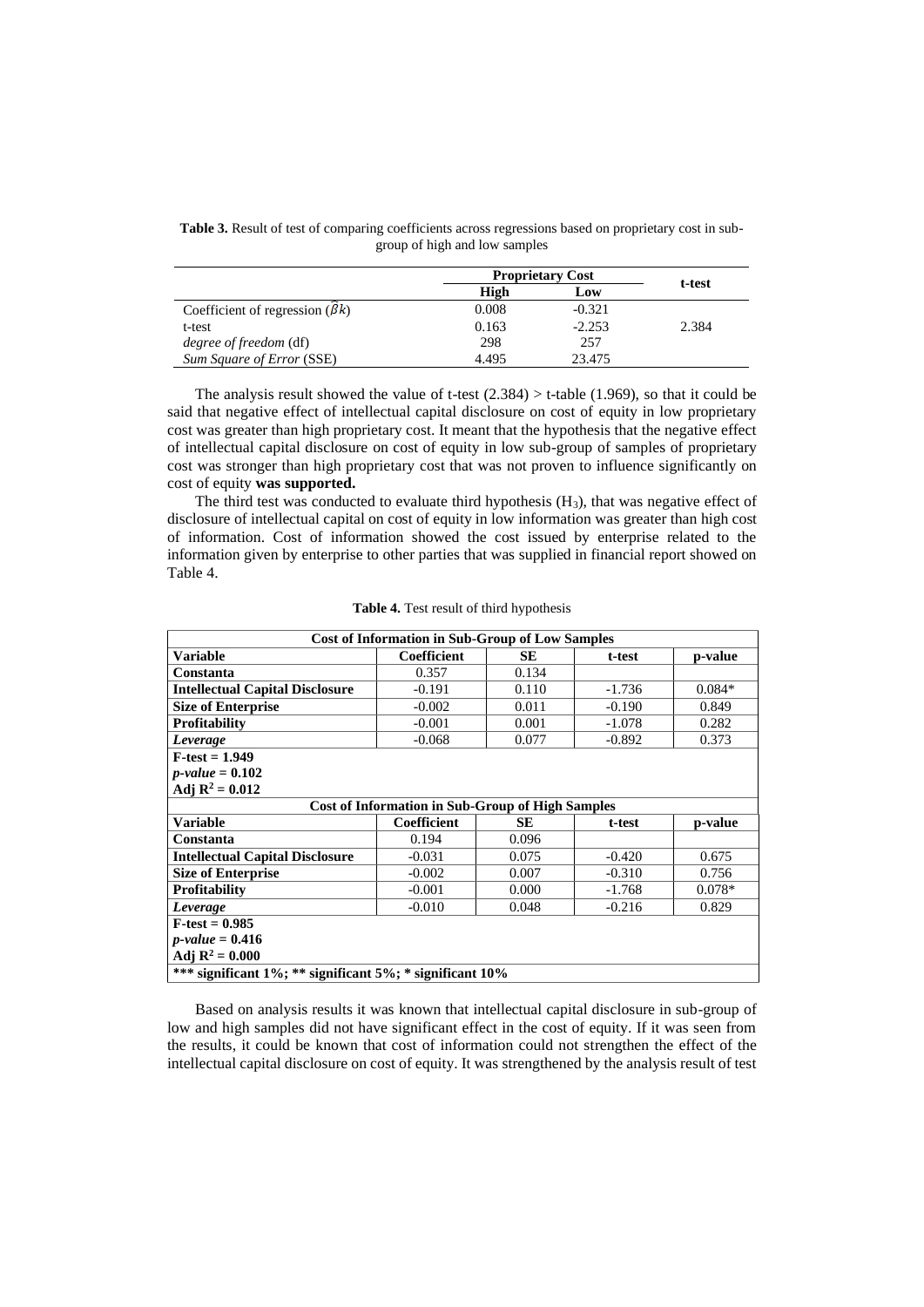**Table 3.** Result of test of comparing coefficients across regressions based on proprietary cost in sub-group of high and low samples

| | Proprietary Cost | | t-test |
|---|---|---|---|
| | **High** | **Low** | |
| Coefficient of regression ($\hat{\beta}k$) | 0.008 | -0.321 | |
| t-test | 0.163 | -2.253 | 2.384 |
| *degree of freedom* (df) | 298 | 257 | |
| *Sum Square of Error* (SSE) | 4.495 | 23.475 | |

The analysis result showed the value of t-test (2.384) > t-table (1.969), so that it could be said that negative effect of intellectual capital disclosure on cost of equity in low proprietary cost was greater than high proprietary cost. It meant that the hypothesis that the negative effect of intellectual capital disclosure on cost of equity in low sub-group of samples of proprietary cost was stronger than high proprietary cost that was not proven to influence significantly on cost of equity **was supported.**

The third test was conducted to evaluate third hypothesis ($H_3$), that was negative effect of disclosure of intellectual capital on cost of equity in low information was greater than high cost of information. Cost of information showed the cost issued by enterprise related to the information given by enterprise to other parties that was supplied in financial report showed on Table 4.

**Table 4.** Test result of third hypothesis

| **Cost of Information in Sub-Group of Low Samples** | | | | |
|---|---|---|---|---|
| **Variable** | **Coefficient** | **SE** | **t-test** | **p-value** |
| **Constanta** | 0.357 | 0.134 | | |
| **Intellectual Capital Disclosure** | -0.191 | 0.110 | -1.736 | 0.084* |
| **Size of Enterprise** | -0.002 | 0.011 | -0.190 | 0.849 |
| **Profitability** | -0.001 | 0.001 | -1.078 | 0.282 |
| ***Leverage*** | -0.068 | 0.077 | -0.892 | 0.373 |
| **F-test = 1.949**<br>***p-value*** **= 0.102**<br>**Adj $R^2$ = 0.012** | | | | |
| **Cost of Information in Sub-Group of High Samples** | | | | |
| **Variable** | **Coefficient** | **SE** | **t-test** | **p-value** |
| **Constanta** | 0.194 | 0.096 | | |
| **Intellectual Capital Disclosure** | -0.031 | 0.075 | -0.420 | 0.675 |
| **Size of Enterprise** | -0.002 | 0.007 | -0.310 | 0.756 |
| **Profitability** | -0.001 | 0.000 | -1.768 | 0.078* |
| ***Leverage*** | -0.010 | 0.048 | -0.216 | 0.829 |
| **F-test = 0.985**<br>***p-value*** **= 0.416**<br>**Adj $R^2$ = 0.000** | | | | |
| **\*\*\* significant 1%; \*\* significant 5%; \* significant 10%** | | | | |

Based on analysis results it was known that intellectual capital disclosure in sub-group of low and high samples did not have significant effect in the cost of equity. If it was seen from the results, it could be known that cost of information could not strengthen the effect of the intellectual capital disclosure on cost of equity. It was strengthened by the analysis result of test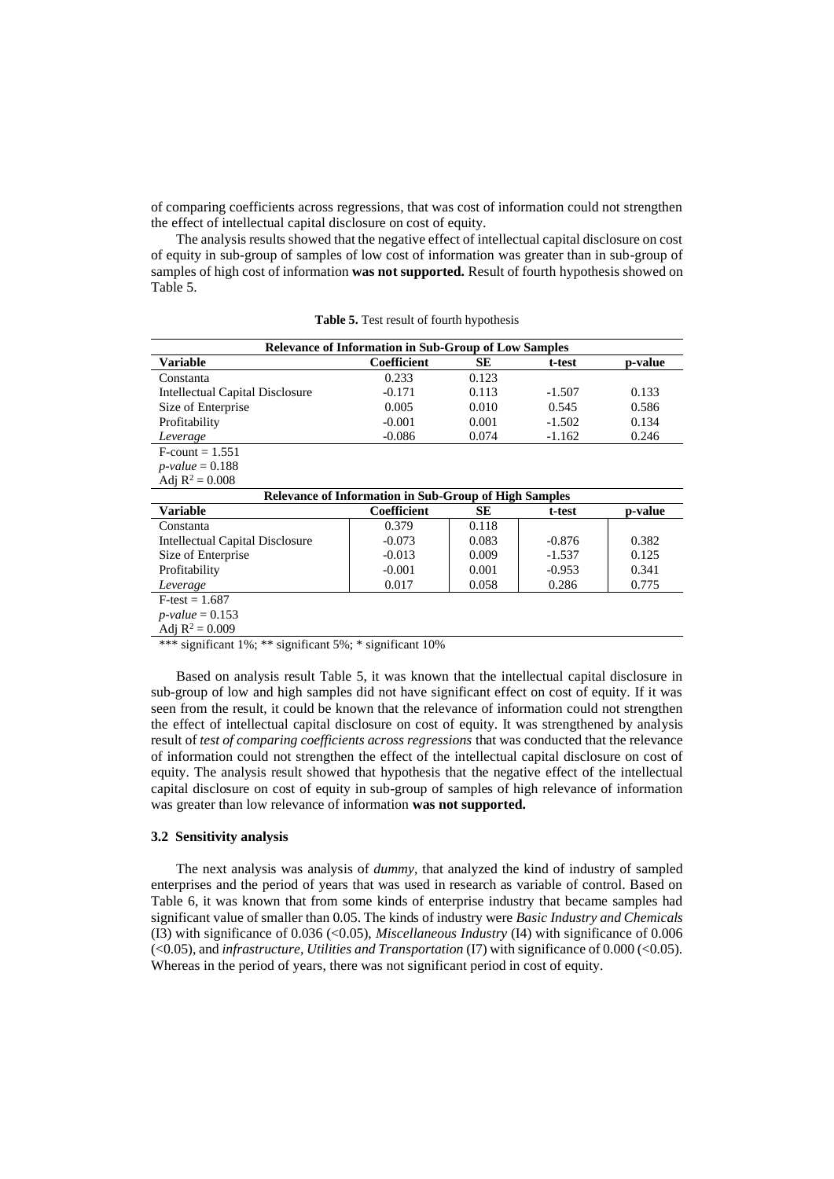of comparing coefficients across regressions, that was cost of information could not strengthen the effect of intellectual capital disclosure on cost of equity.

The analysis results showed that the negative effect of intellectual capital disclosure on cost of equity in sub-group of samples of low cost of information was greater than in sub-group of samples of high cost of information **was not supported.** Result of fourth hypothesis showed on Table 5.

**Table 5.** Test result of fourth hypothesis

| **Relevance of Information in Sub-Group of Low Samples** | | | | |
|---|---|---|---|---|
| **Variable** | **Coefficient** | **SE** | **t-test** | **p-value** |
| Constanta | 0.233 | 0.123 | | |
| Intellectual Capital Disclosure | -0.171 | 0.113 | -1.507 | 0.133 |
| Size of Enterprise | 0.005 | 0.010 | 0.545 | 0.586 |
| Profitability | -0.001 | 0.001 | -1.502 | 0.134 |
| *Leverage* | -0.086 | 0.074 | -1.162 | 0.246 |
| F-count = 1.551 | | | | |
| *p-value* = 0.188 | | | | |
| Adj $R^2$ = 0.008 | | | | |
| **Relevance of Information in Sub-Group of High Samples** | | | | |
| **Variable** | **Coefficient** | **SE** | **t-test** | **p-value** |
| Constanta | 0.379 | 0.118 | | |
| Intellectual Capital Disclosure | -0.073 | 0.083 | -0.876 | 0.382 |
| Size of Enterprise | -0.013 | 0.009 | -1.537 | 0.125 |
| Profitability | -0.001 | 0.001 | -0.953 | 0.341 |
| *Leverage* | 0.017 | 0.058 | 0.286 | 0.775 |
| F-test = 1.687 | | | | |
| *p-value* = 0.153 | | | | |
| Adj $R^2$ = 0.009 | | | | |

*** significant 1%; ** significant 5%; * significant 10%

Based on analysis result Table 5, it was known that the intellectual capital disclosure in sub-group of low and high samples did not have significant effect on cost of equity. If it was seen from the result, it could be known that the relevance of information could not strengthen the effect of intellectual capital disclosure on cost of equity. It was strengthened by analysis result of *test of comparing coefficients across regressions* that was conducted that the relevance of information could not strengthen the effect of the intellectual capital disclosure on cost of equity. The analysis result showed that hypothesis that the negative effect of the intellectual capital disclosure on cost of equity in sub-group of samples of high relevance of information was greater than low relevance of information **was not supported.**

### 3.2 Sensitivity analysis

The next analysis was analysis of *dummy*, that analyzed the kind of industry of sampled enterprises and the period of years that was used in research as variable of control. Based on Table 6, it was known that from some kinds of enterprise industry that became samples had significant value of smaller than 0.05. The kinds of industry were *Basic Industry and Chemicals* (I3) with significance of 0.036 (<0.05), *Miscellaneous Industry* (I4) with significance of 0.006 (<0.05), and *infrastructure, Utilities and Transportation* (I7) with significance of 0.000 (<0.05). Whereas in the period of years, there was not significant period in cost of equity.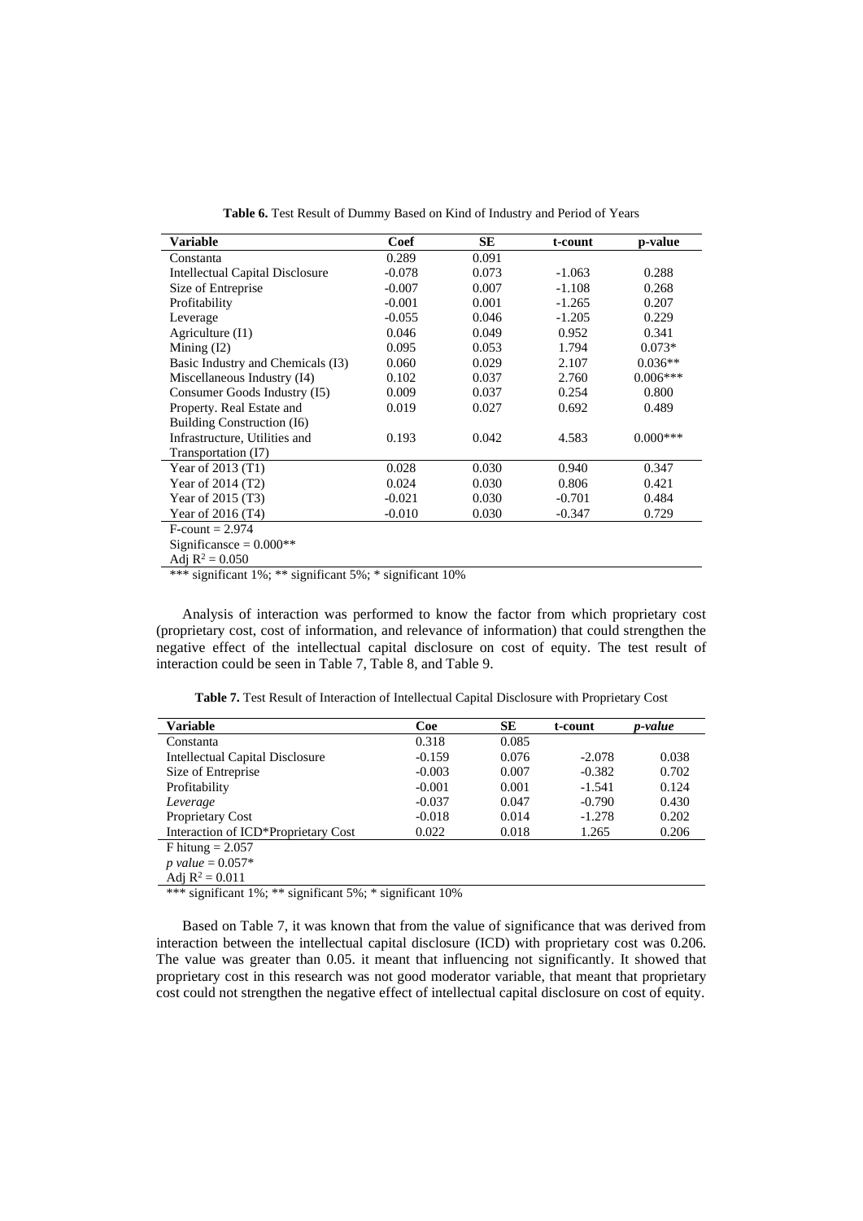**Table 6.** Test Result of Dummy Based on Kind of Industry and Period of Years

| Variable | Coef | SE | t-count | p-value |
|---|---|---|---|---|
| Constanta | 0.289 | 0.091 | | |
| Intellectual Capital Disclosure | -0.078 | 0.073 | -1.063 | 0.288 |
| Size of Entreprise | -0.007 | 0.007 | -1.108 | 0.268 |
| Profitability | -0.001 | 0.001 | -1.265 | 0.207 |
| Leverage | -0.055 | 0.046 | -1.205 | 0.229 |
| Agriculture (I1) | 0.046 | 0.049 | 0.952 | 0.341 |
| Mining (I2) | 0.095 | 0.053 | 1.794 | 0.073* |
| Basic Industry and Chemicals (I3) | 0.060 | 0.029 | 2.107 | 0.036** |
| Miscellaneous Industry (I4) | 0.102 | 0.037 | 2.760 | 0.006*** |
| Consumer Goods Industry (I5) | 0.009 | 0.037 | 0.254 | 0.800 |
| Property. Real Estate and Building Construction (I6) | 0.019 | 0.027 | 0.692 | 0.489 |
| Infrastructure, Utilities and Transportation (I7) | 0.193 | 0.042 | 4.583 | 0.000*** |
| Year of 2013 (T1) | 0.028 | 0.030 | 0.940 | 0.347 |
| Year of 2014 (T2) | 0.024 | 0.030 | 0.806 | 0.421 |
| Year of 2015 (T3) | -0.021 | 0.030 | -0.701 | 0.484 |
| Year of 2016 (T4) | -0.010 | 0.030 | -0.347 | 0.729 |
| F-count = 2.974 | | | | |
| Significansce = 0.000** | | | | |
| Adj $R^2$ = 0.050 | | | | |

*** significant 1%; ** significant 5%; * significant 10%

Analysis of interaction was performed to know the factor from which proprietary cost (proprietary cost, cost of information, and relevance of information) that could strengthen the negative effect of the intellectual capital disclosure on cost of equity. The test result of interaction could be seen in Table 7, Table 8, and Table 9.

**Table 7.** Test Result of Interaction of Intellectual Capital Disclosure with Proprietary Cost

| Variable | Coe | SE | t-count | *p-value* |
|---|---|---|---|---|
| Constanta | 0.318 | 0.085 | | |
| Intellectual Capital Disclosure | -0.159 | 0.076 | -2.078 | 0.038 |
| Size of Entreprise | -0.003 | 0.007 | -0.382 | 0.702 |
| Profitability | -0.001 | 0.001 | -1.541 | 0.124 |
| *Leverage* | -0.037 | 0.047 | -0.790 | 0.430 |
| Proprietary Cost | -0.018 | 0.014 | -1.278 | 0.202 |
| Interaction of ICD*Proprietary Cost | 0.022 | 0.018 | 1.265 | 0.206 |
| F hitung = 2.057 | | | | |
| *p value* = 0.057* | | | | |
| Adj $R^2$ = 0.011 | | | | |

*** significant 1%; ** significant 5%; * significant 10%

Based on Table 7, it was known that from the value of significance that was derived from interaction between the intellectual capital disclosure (ICD) with proprietary cost was 0.206. The value was greater than 0.05. it meant that influencing not significantly. It showed that proprietary cost in this research was not good moderator variable, that meant that proprietary cost could not strengthen the negative effect of intellectual capital disclosure on cost of equity.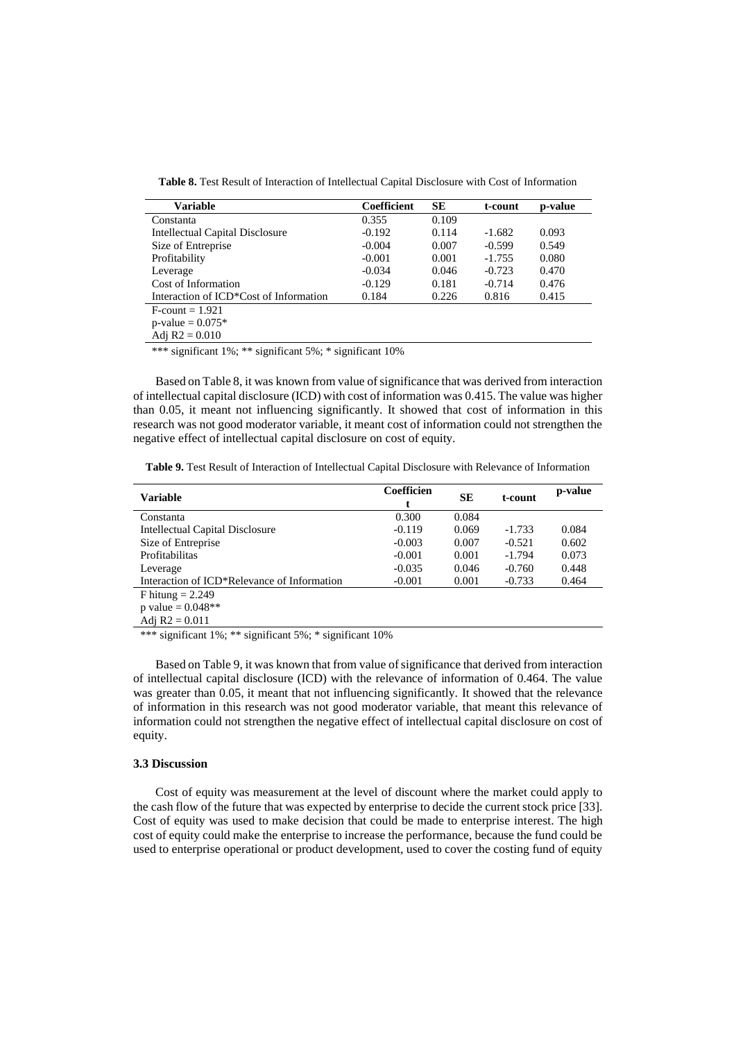**Table 8.** Test Result of Interaction of Intellectual Capital Disclosure with Cost of Information

| Variable | Coefficient | SE | t-count | p-value |
|---|---|---|---|---|
| Constanta | 0.355 | 0.109 | | |
| Intellectual Capital Disclosure | -0.192 | 0.114 | -1.682 | 0.093 |
| Size of Entreprise | -0.004 | 0.007 | -0.599 | 0.549 |
| Profitability | -0.001 | 0.001 | -1.755 | 0.080 |
| Leverage | -0.034 | 0.046 | -0.723 | 0.470 |
| Cost of Information | -0.129 | 0.181 | -0.714 | 0.476 |
| Interaction of ICD*Cost of Information | 0.184 | 0.226 | 0.816 | 0.415 |
| F-count = 1.921 | | | | |
| p-value = 0.075* | | | | |
| Adj R2 = 0.010 | | | | |

*** significant 1%; ** significant 5%; * significant 10%

Based on Table 8, it was known from value of significance that was derived from interaction of intellectual capital disclosure (ICD) with cost of information was 0.415. The value was higher than 0.05, it meant not influencing significantly. It showed that cost of information in this research was not good moderator variable, it meant cost of information could not strengthen the negative effect of intellectual capital disclosure on cost of equity.

**Table 9.** Test Result of Interaction of Intellectual Capital Disclosure with Relevance of Information

| Variable | Coefficient | SE | t-count | p-value |
|---|---|---|---|---|
| Constanta | 0.300 | 0.084 | | |
| Intellectual Capital Disclosure | -0.119 | 0.069 | -1.733 | 0.084 |
| Size of Entreprise | -0.003 | 0.007 | -0.521 | 0.602 |
| Profitabilitas | -0.001 | 0.001 | -1.794 | 0.073 |
| Leverage | -0.035 | 0.046 | -0.760 | 0.448 |
| Interaction of ICD*Relevance of Information | -0.001 | 0.001 | -0.733 | 0.464 |
| F hitung = 2.249 | | | | |
| p value = 0.048** | | | | |
| Adj R2 = 0.011 | | | | |

*** significant 1%; ** significant 5%; * significant 10%

Based on Table 9, it was known that from value of significance that derived from interaction of intellectual capital disclosure (ICD) with the relevance of information of 0.464. The value was greater than 0.05, it meant that not influencing significantly. It showed that the relevance of information in this research was not good moderator variable, that meant this relevance of information could not strengthen the negative effect of intellectual capital disclosure on cost of equity.

### 3.3 Discussion

Cost of equity was measurement at the level of discount where the market could apply to the cash flow of the future that was expected by enterprise to decide the current stock price [33]. Cost of equity was used to make decision that could be made to enterprise interest. The high cost of equity could make the enterprise to increase the performance, because the fund could be used to enterprise operational or product development, used to cover the costing fund of equity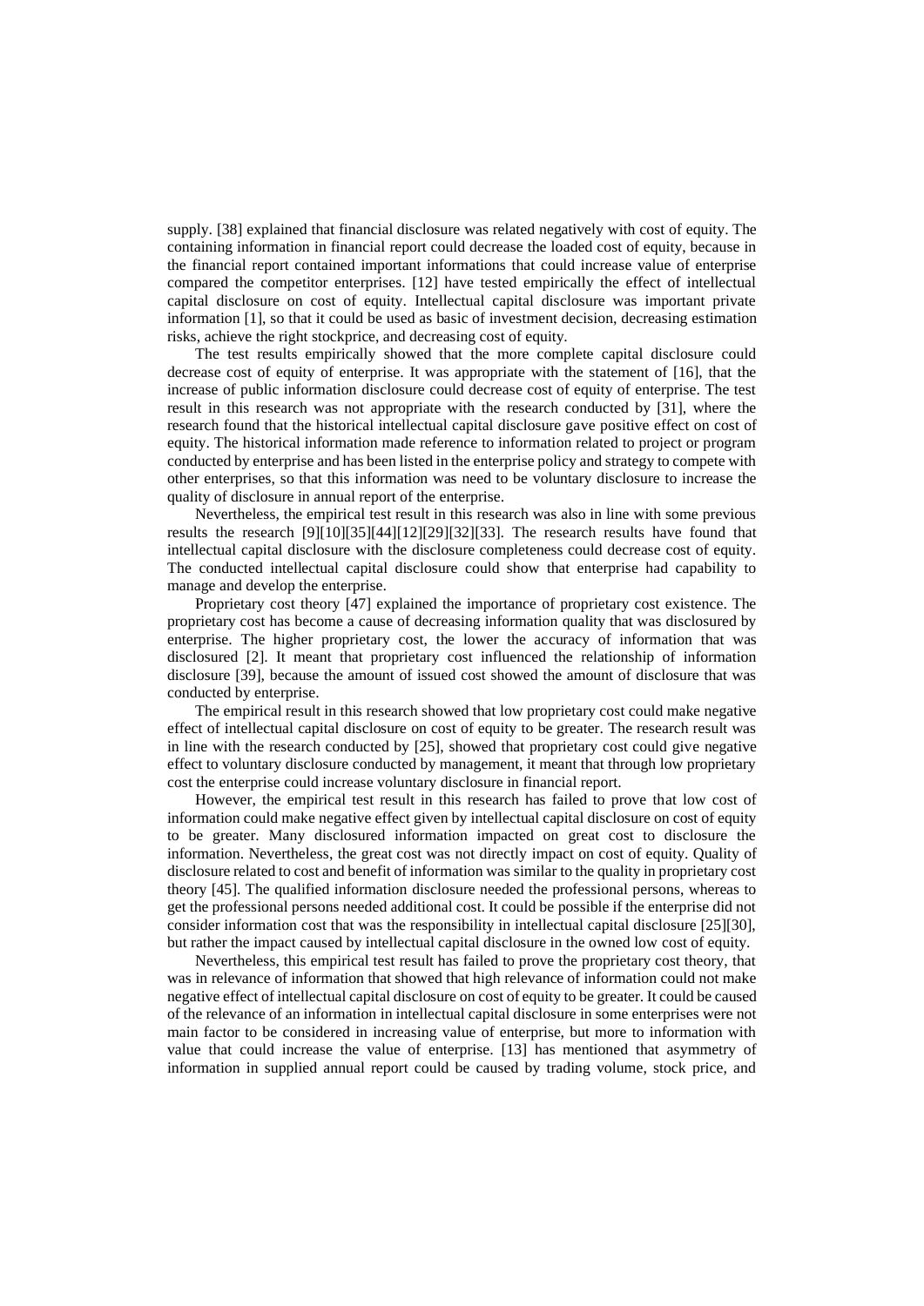supply. [38] explained that financial disclosure was related negatively with cost of equity. The containing information in financial report could decrease the loaded cost of equity, because in the financial report contained important informations that could increase value of enterprise compared the competitor enterprises. [12] have tested empirically the effect of intellectual capital disclosure on cost of equity. Intellectual capital disclosure was important private information [1], so that it could be used as basic of investment decision, decreasing estimation risks, achieve the right stockprice, and decreasing cost of equity.

The test results empirically showed that the more complete capital disclosure could decrease cost of equity of enterprise. It was appropriate with the statement of [16], that the increase of public information disclosure could decrease cost of equity of enterprise. The test result in this research was not appropriate with the research conducted by [31], where the research found that the historical intellectual capital disclosure gave positive effect on cost of equity. The historical information made reference to information related to project or program conducted by enterprise and has been listed in the enterprise policy and strategy to compete with other enterprises, so that this information was need to be voluntary disclosure to increase the quality of disclosure in annual report of the enterprise.

Nevertheless, the empirical test result in this research was also in line with some previous results the research [9][10][35][44][12][29][32][33]. The research results have found that intellectual capital disclosure with the disclosure completeness could decrease cost of equity. The conducted intellectual capital disclosure could show that enterprise had capability to manage and develop the enterprise.

Proprietary cost theory [47] explained the importance of proprietary cost existence. The proprietary cost has become a cause of decreasing information quality that was disclosured by enterprise. The higher proprietary cost, the lower the accuracy of information that was disclosured [2]. It meant that proprietary cost influenced the relationship of information disclosure [39], because the amount of issued cost showed the amount of disclosure that was conducted by enterprise.

The empirical result in this research showed that low proprietary cost could make negative effect of intellectual capital disclosure on cost of equity to be greater. The research result was in line with the research conducted by [25], showed that proprietary cost could give negative effect to voluntary disclosure conducted by management, it meant that through low proprietary cost the enterprise could increase voluntary disclosure in financial report.

However, the empirical test result in this research has failed to prove that low cost of information could make negative effect given by intellectual capital disclosure on cost of equity to be greater. Many disclosured information impacted on great cost to disclosure the information. Nevertheless, the great cost was not directly impact on cost of equity. Quality of disclosure related to cost and benefit of information was similar to the quality in proprietary cost theory [45]. The qualified information disclosure needed the professional persons, whereas to get the professional persons needed additional cost. It could be possible if the enterprise did not consider information cost that was the responsibility in intellectual capital disclosure [25][30], but rather the impact caused by intellectual capital disclosure in the owned low cost of equity.

Nevertheless, this empirical test result has failed to prove the proprietary cost theory, that was in relevance of information that showed that high relevance of information could not make negative effect of intellectual capital disclosure on cost of equity to be greater. It could be caused of the relevance of an information in intellectual capital disclosure in some enterprises were not main factor to be considered in increasing value of enterprise, but more to information with value that could increase the value of enterprise. [13] has mentioned that asymmetry of information in supplied annual report could be caused by trading volume, stock price, and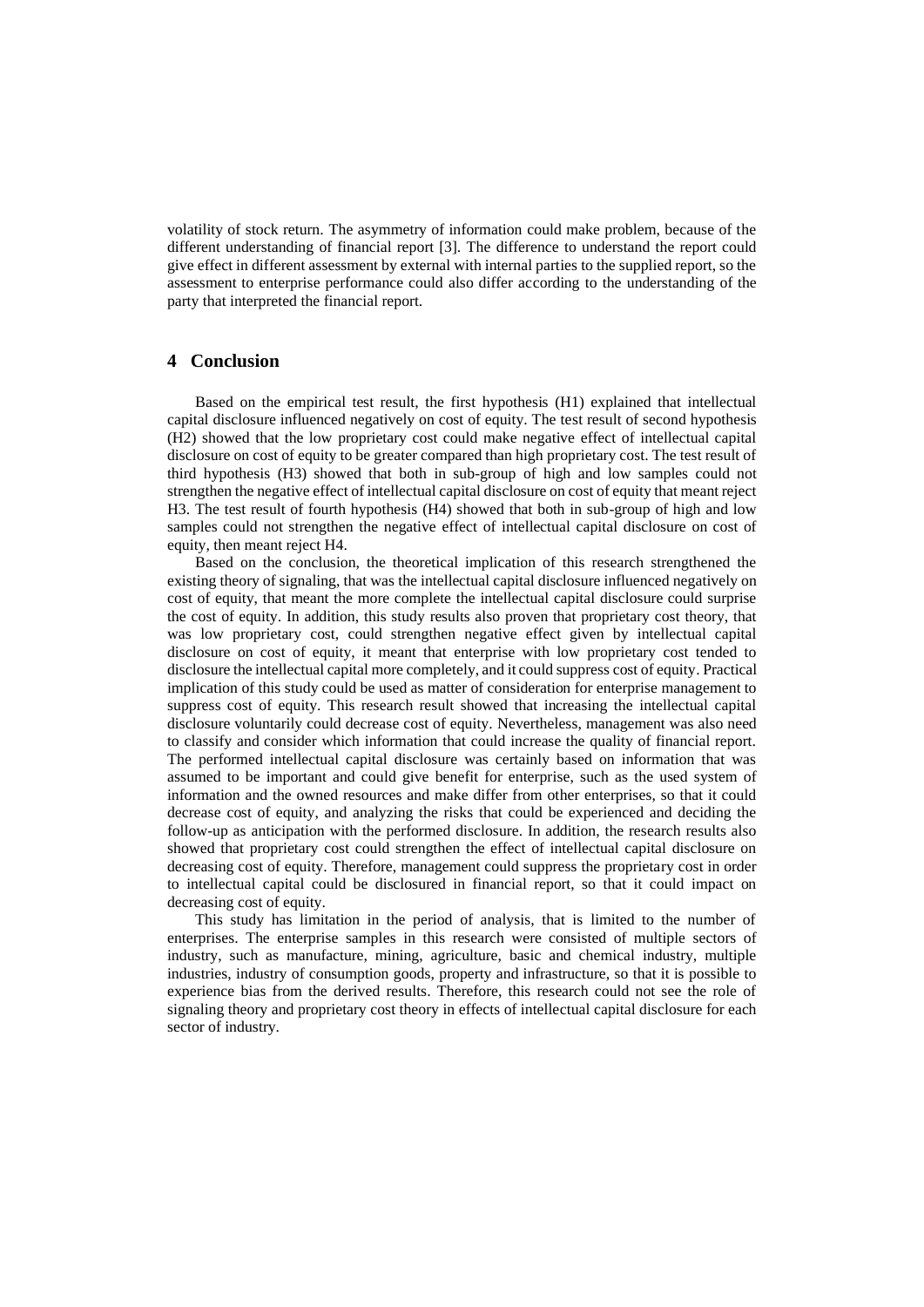volatility of stock return. The asymmetry of information could make problem, because of the different understanding of financial report [3]. The difference to understand the report could give effect in different assessment by external with internal parties to the supplied report, so the assessment to enterprise performance could also differ according to the understanding of the party that interpreted the financial report.

## 4 Conclusion

Based on the empirical test result, the first hypothesis (H1) explained that intellectual capital disclosure influenced negatively on cost of equity. The test result of second hypothesis (H2) showed that the low proprietary cost could make negative effect of intellectual capital disclosure on cost of equity to be greater compared than high proprietary cost. The test result of third hypothesis (H3) showed that both in sub-group of high and low samples could not strengthen the negative effect of intellectual capital disclosure on cost of equity that meant reject H3. The test result of fourth hypothesis (H4) showed that both in sub-group of high and low samples could not strengthen the negative effect of intellectual capital disclosure on cost of equity, then meant reject H4.

Based on the conclusion, the theoretical implication of this research strengthened the existing theory of signaling, that was the intellectual capital disclosure influenced negatively on cost of equity, that meant the more complete the intellectual capital disclosure could surprise the cost of equity. In addition, this study results also proven that proprietary cost theory, that was low proprietary cost, could strengthen negative effect given by intellectual capital disclosure on cost of equity, it meant that enterprise with low proprietary cost tended to disclosure the intellectual capital more completely, and it could suppress cost of equity. Practical implication of this study could be used as matter of consideration for enterprise management to suppress cost of equity. This research result showed that increasing the intellectual capital disclosure voluntarily could decrease cost of equity. Nevertheless, management was also need to classify and consider which information that could increase the quality of financial report. The performed intellectual capital disclosure was certainly based on information that was assumed to be important and could give benefit for enterprise, such as the used system of information and the owned resources and make differ from other enterprises, so that it could decrease cost of equity, and analyzing the risks that could be experienced and deciding the follow-up as anticipation with the performed disclosure. In addition, the research results also showed that proprietary cost could strengthen the effect of intellectual capital disclosure on decreasing cost of equity. Therefore, management could suppress the proprietary cost in order to intellectual capital could be disclosured in financial report, so that it could impact on decreasing cost of equity.

This study has limitation in the period of analysis, that is limited to the number of enterprises. The enterprise samples in this research were consisted of multiple sectors of industry, such as manufacture, mining, agriculture, basic and chemical industry, multiple industries, industry of consumption goods, property and infrastructure, so that it is possible to experience bias from the derived results. Therefore, this research could not see the role of signaling theory and proprietary cost theory in effects of intellectual capital disclosure for each sector of industry.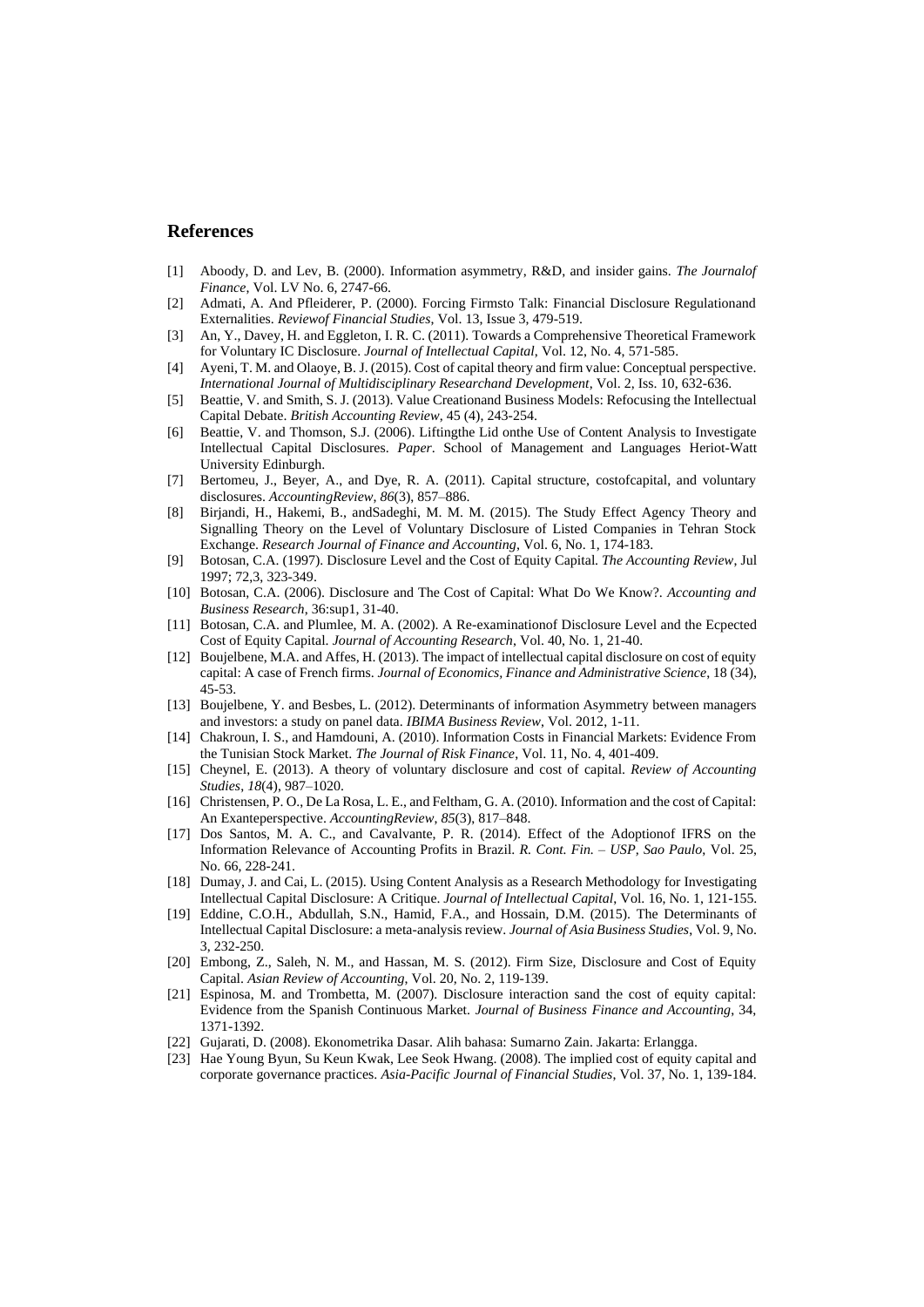## References

[1] Aboody, D. and Lev, B. (2000). Information asymmetry, R&D, and insider gains. *The Journalof Finance*, Vol. LV No. 6, 2747-66.

[2] Admati, A. And Pfleiderer, P. (2000). Forcing Firmsto Talk: Financial Disclosure Regulationand Externalities. *Reviewof Financial Studies*, Vol. 13, Issue 3, 479-519.

[3] An, Y., Davey, H. and Eggleton, I. R. C. (2011). Towards a Comprehensive Theoretical Framework for Voluntary IC Disclosure. *Journal of Intellectual Capital*, Vol. 12, No. 4, 571-585.

[4] Ayeni, T. M. and Olaoye, B. J. (2015). Cost of capital theory and firm value: Conceptual perspective. *International Journal of Multidisciplinary Researchand Development*, Vol. 2, Iss. 10, 632-636.

[5] Beattie, V. and Smith, S. J. (2013). Value Creationand Business Models: Refocusing the Intellectual Capital Debate. *British Accounting Review*, 45 (4), 243-254.

[6] Beattie, V. and Thomson, S.J. (2006). Liftingthe Lid onthe Use of Content Analysis to Investigate Intellectual Capital Disclosures. *Paper*. School of Management and Languages Heriot-Watt University Edinburgh.

[7] Bertomeu, J., Beyer, A., and Dye, R. A. (2011). Capital structure, costofcapital, and voluntary disclosures. *AccountingReview*, *86*(3), 857–886.

[8] Birjandi, H., Hakemi, B., andSadeghi, M. M. M. (2015). The Study Effect Agency Theory and Signalling Theory on the Level of Voluntary Disclosure of Listed Companies in Tehran Stock Exchange. *Research Journal of Finance and Accounting*, Vol. 6, No. 1, 174-183.

[9] Botosan, C.A. (1997). Disclosure Level and the Cost of Equity Capital. *The Accounting Review*, Jul 1997; 72,3, 323-349.

[10] Botosan, C.A. (2006). Disclosure and The Cost of Capital: What Do We Know?. *Accounting and Business Research*, 36:sup1, 31-40.

[11] Botosan, C.A. and Plumlee, M. A. (2002). A Re-examinationof Disclosure Level and the Ecpected Cost of Equity Capital. *Journal of Accounting Research*, Vol. 40, No. 1, 21-40.

[12] Boujelbene, M.A. and Affes, H. (2013). The impact of intellectual capital disclosure on cost of equity capital: A case of French firms. *Journal of Economics, Finance and Administrative Science*, 18 (34), 45-53.

[13] Boujelbene, Y. and Besbes, L. (2012). Determinants of information Asymmetry between managers and investors: a study on panel data. *IBIMA Business Review*, Vol. 2012, 1-11.

[14] Chakroun, I. S., and Hamdouni, A. (2010). Information Costs in Financial Markets: Evidence From the Tunisian Stock Market. *The Journal of Risk Finance*, Vol. 11, No. 4, 401-409.

[15] Cheynel, E. (2013). A theory of voluntary disclosure and cost of capital. *Review of Accounting Studies*, *18*(4), 987–1020.

[16] Christensen, P. O., De La Rosa, L. E., and Feltham, G. A. (2010). Information and the cost of Capital: An Exanteperspective. *AccountingReview*, *85*(3), 817–848.

[17] Dos Santos, M. A. C., and Cavalvante, P. R. (2014). Effect of the Adoptionof IFRS on the Information Relevance of Accounting Profits in Brazil. *R. Cont. Fin. – USP, Sao Paulo*, Vol. 25, No. 66, 228-241.

[18] Dumay, J. and Cai, L. (2015). Using Content Analysis as a Research Methodology for Investigating Intellectual Capital Disclosure: A Critique. *Journal of Intellectual Capital*, Vol. 16, No. 1, 121-155.

[19] Eddine, C.O.H., Abdullah, S.N., Hamid, F.A., and Hossain, D.M. (2015). The Determinants of Intellectual Capital Disclosure: a meta-analysis review. *Journal of Asia Business Studies*, Vol. 9, No. 3, 232-250.

[20] Embong, Z., Saleh, N. M., and Hassan, M. S. (2012). Firm Size, Disclosure and Cost of Equity Capital. *Asian Review of Accounting*, Vol. 20, No. 2, 119-139.

[21] Espinosa, M. and Trombetta, M. (2007). Disclosure interaction sand the cost of equity capital: Evidence from the Spanish Continuous Market. *Journal of Business Finance and Accounting*, 34, 1371-1392.

[22] Gujarati, D. (2008). Ekonometrika Dasar. Alih bahasa: Sumarno Zain. Jakarta: Erlangga.

[23] Hae Young Byun, Su Keun Kwak, Lee Seok Hwang. (2008). The implied cost of equity capital and corporate governance practices. *Asia-Pacific Journal of Financial Studies*, Vol. 37, No. 1, 139-184.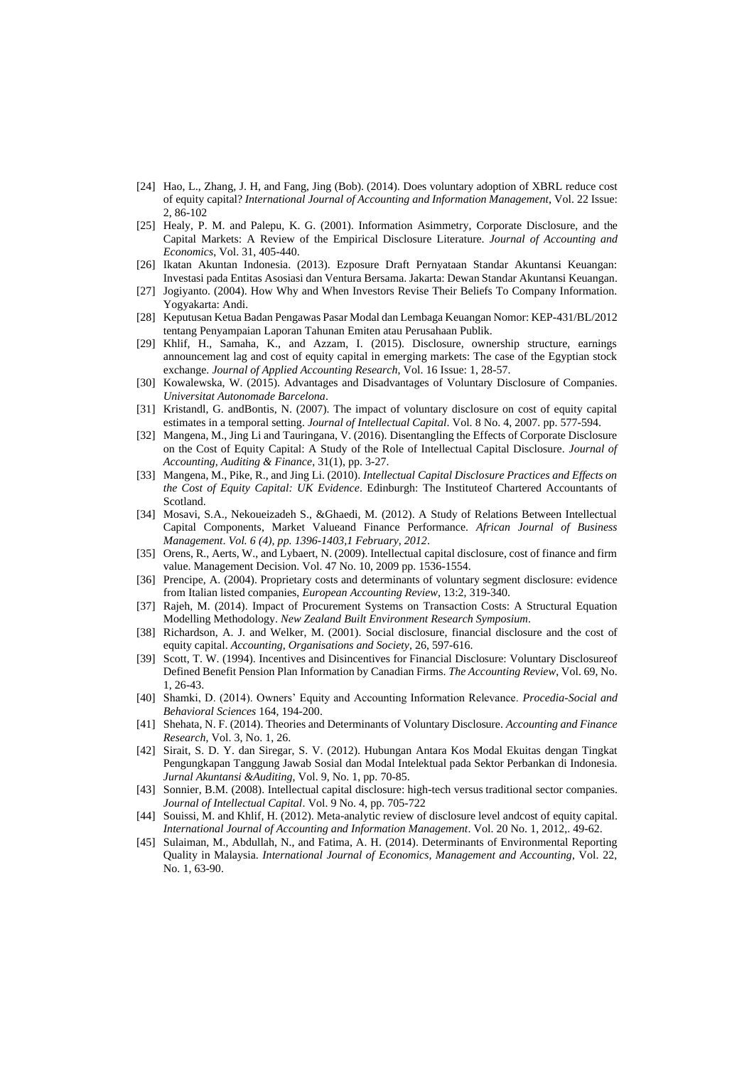[24] Hao, L., Zhang, J. H, and Fang, Jing (Bob). (2014). Does voluntary adoption of XBRL reduce cost of equity capital? *International Journal of Accounting and Information Management*, Vol. 22 Issue: 2, 86-102

[25] Healy, P. M. and Palepu, K. G. (2001). Information Asimmetry, Corporate Disclosure, and the Capital Markets: A Review of the Empirical Disclosure Literature. *Journal of Accounting and Economics*, Vol. 31, 405-440.

[26] Ikatan Akuntan Indonesia. (2013). Ezposure Draft Pernyataan Standar Akuntansi Keuangan: Investasi pada Entitas Asosiasi dan Ventura Bersama. Jakarta: Dewan Standar Akuntansi Keuangan.

[27] Jogiyanto. (2004). How Why and When Investors Revise Their Beliefs To Company Information. Yogyakarta: Andi.

[28] Keputusan Ketua Badan Pengawas Pasar Modal dan Lembaga Keuangan Nomor: KEP-431/BL/2012 tentang Penyampaian Laporan Tahunan Emiten atau Perusahaan Publik.

[29] Khlif, H., Samaha, K., and Azzam, I. (2015). Disclosure, ownership structure, earnings announcement lag and cost of equity capital in emerging markets: The case of the Egyptian stock exchange. *Journal of Applied Accounting Research*, Vol. 16 Issue: 1, 28-57.

[30] Kowalewska, W. (2015). Advantages and Disadvantages of Voluntary Disclosure of Companies. *Universitat Autonomade Barcelona*.

[31] Kristandl, G. andBontis, N. (2007). The impact of voluntary disclosure on cost of equity capital estimates in a temporal setting. *Journal of Intellectual Capital*. Vol. 8 No. 4, 2007. pp. 577-594.

[32] Mangena, M., Jing Li and Tauringana, V. (2016). Disentangling the Effects of Corporate Disclosure on the Cost of Equity Capital: A Study of the Role of Intellectual Capital Disclosure. *Journal of Accounting, Auditing & Finance*, 31(1), pp. 3-27.

[33] Mangena, M., Pike, R., and Jing Li. (2010). *Intellectual Capital Disclosure Practices and Effects on the Cost of Equity Capital: UK Evidence*. Edinburgh: The Instituteof Chartered Accountants of Scotland.

[34] Mosavi, S.A., Nekoueizadeh S., &Ghaedi, M. (2012). A Study of Relations Between Intellectual Capital Components, Market Valueand Finance Performance. *African Journal of Business Management*. *Vol. 6 (4), pp. 1396-1403,1 February, 2012*.

[35] Orens, R., Aerts, W., and Lybaert, N. (2009). Intellectual capital disclosure, cost of finance and firm value. Management Decision. Vol. 47 No. 10, 2009 pp. 1536-1554.

[36] Prencipe, A. (2004). Proprietary costs and determinants of voluntary segment disclosure: evidence from Italian listed companies, *European Accounting Review*, 13:2, 319-340.

[37] Rajeh, M. (2014). Impact of Procurement Systems on Transaction Costs: A Structural Equation Modelling Methodology. *New Zealand Built Environment Research Symposium*.

[38] Richardson, A. J. and Welker, M. (2001). Social disclosure, financial disclosure and the cost of equity capital. *Accounting, Organisations and Society*, 26, 597-616.

[39] Scott, T. W. (1994). Incentives and Disincentives for Financial Disclosure: Voluntary Disclosureof Defined Benefit Pension Plan Information by Canadian Firms. *The Accounting Review*, Vol. 69, No. 1, 26-43.

[40] Shamki, D. (2014). Owners' Equity and Accounting Information Relevance. *Procedia-Social and Behavioral Sciences* 164, 194-200.

[41] Shehata, N. F. (2014). Theories and Determinants of Voluntary Disclosure. *Accounting and Finance Research*, Vol. 3, No. 1, 26.

[42] Sirait, S. D. Y. dan Siregar, S. V. (2012). Hubungan Antara Kos Modal Ekuitas dengan Tingkat Pengungkapan Tanggung Jawab Sosial dan Modal Intelektual pada Sektor Perbankan di Indonesia. *Jurnal Akuntansi &Auditing*, Vol. 9, No. 1, pp. 70-85.

[43] Sonnier, B.M. (2008). Intellectual capital disclosure: high-tech versus traditional sector companies. *Journal of Intellectual Capital*. Vol. 9 No. 4, pp. 705-722

[44] Souissi, M. and Khlif, H. (2012). Meta-analytic review of disclosure level andcost of equity capital. *International Journal of Accounting and Information Management*. Vol. 20 No. 1, 2012,. 49-62.

[45] Sulaiman, M., Abdullah, N., and Fatima, A. H. (2014). Determinants of Environmental Reporting Quality in Malaysia. *International Journal of Economics, Management and Accounting*, Vol. 22, No. 1, 63-90.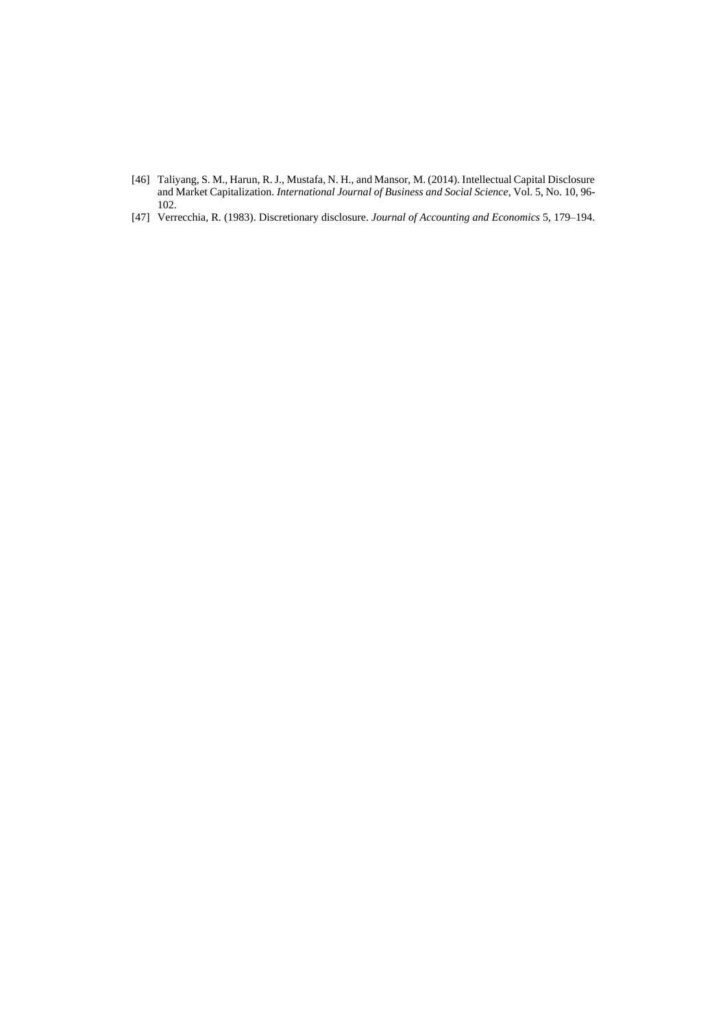[46] Taliyang, S. M., Harun, R. J., Mustafa, N. H., and Mansor, M. (2014). Intellectual Capital Disclosure and Market Capitalization. *International Journal of Business and Social Science*, Vol. 5, No. 10, 96-102.

[47] Verrecchia, R. (1983). Discretionary disclosure. *Journal of Accounting and Economics* 5, 179–194.